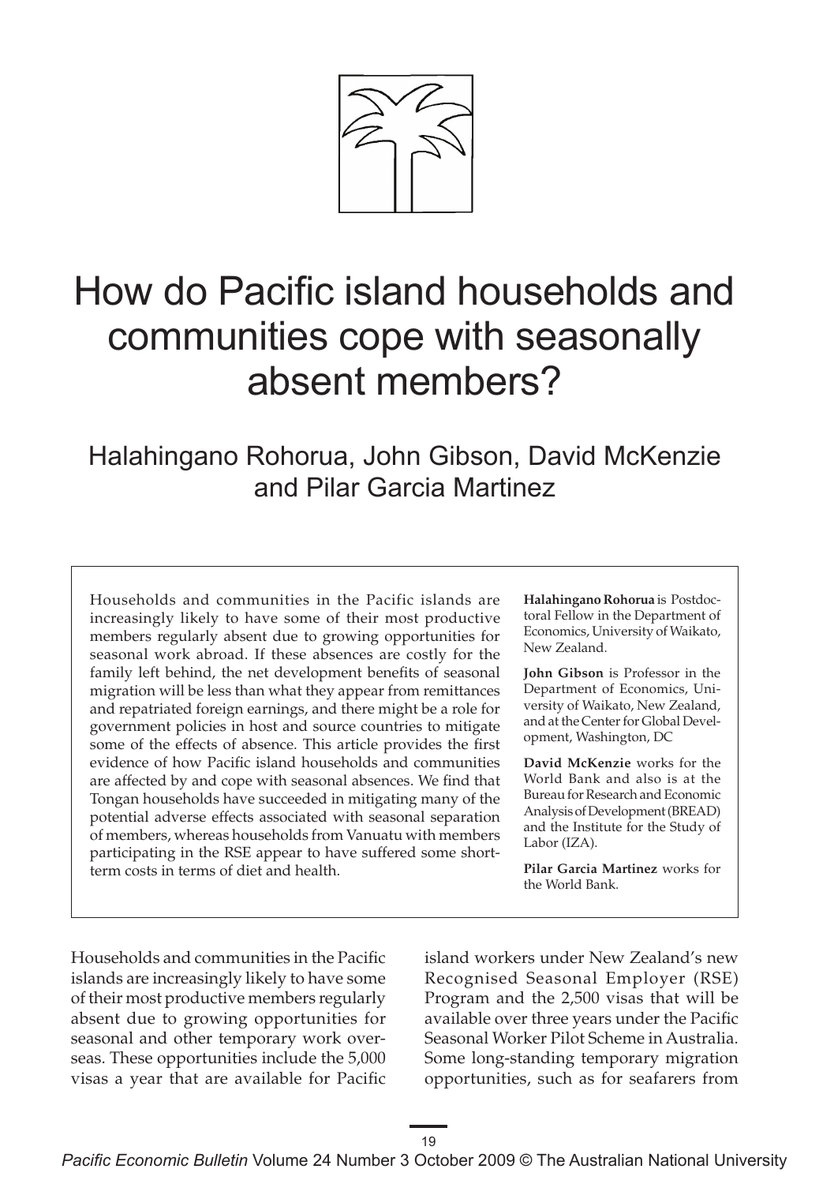# How do Pacific island households and communities cope with seasonally absent members?

Halahingano Rohorua, John Gibson, David McKenzie and Pilar Garcia Martinez

Households and communities in the Pacific islands are increasingly likely to have some of their most productive members regularly absent due to growing opportunities for seasonal work abroad. If these absences are costly for the family left behind, the net development benefits of seasonal migration will be less than what they appear from remittances and repatriated foreign earnings, and there might be a role for government policies in host and source countries to mitigate some of the effects of absence. This article provides the first evidence of how Pacific island households and communities are affected by and cope with seasonal absences. We find that Tongan households have succeeded in mitigating many of the potential adverse effects associated with seasonal separation of members, whereas households from Vanuatu with members participating in the RSE appear to have suffered some short-term costs in terms of diet and health.

**Halahingano Rohorua** is Postdoctoral Fellow in the Department of Economics, University of Waikato, New Zealand.

**John Gibson** is Professor in the Department of Economics, University of Waikato, New Zealand, and at the Center for Global Development, Washington, DC

**David McKenzie** works for the World Bank and also is at the Bureau for Research and Economic Analysis of Development (BREAD) and the Institute for the Study of Labor (IZA).

**Pilar Garcia Martinez** works for the World Bank.

Households and communities in the Pacific islands are increasingly likely to have some of their most productive members regularly absent due to growing opportunities for seasonal and other temporary work overseas. These opportunities include the 5,000 visas a year that are available for Pacific island workers under New Zealand's new Recognised Seasonal Employer (RSE) Program and the 2,500 visas that will be available over three years under the Pacific Seasonal Worker Pilot Scheme in Australia. Some long-standing temporary migration opportunities, such as for seafarers from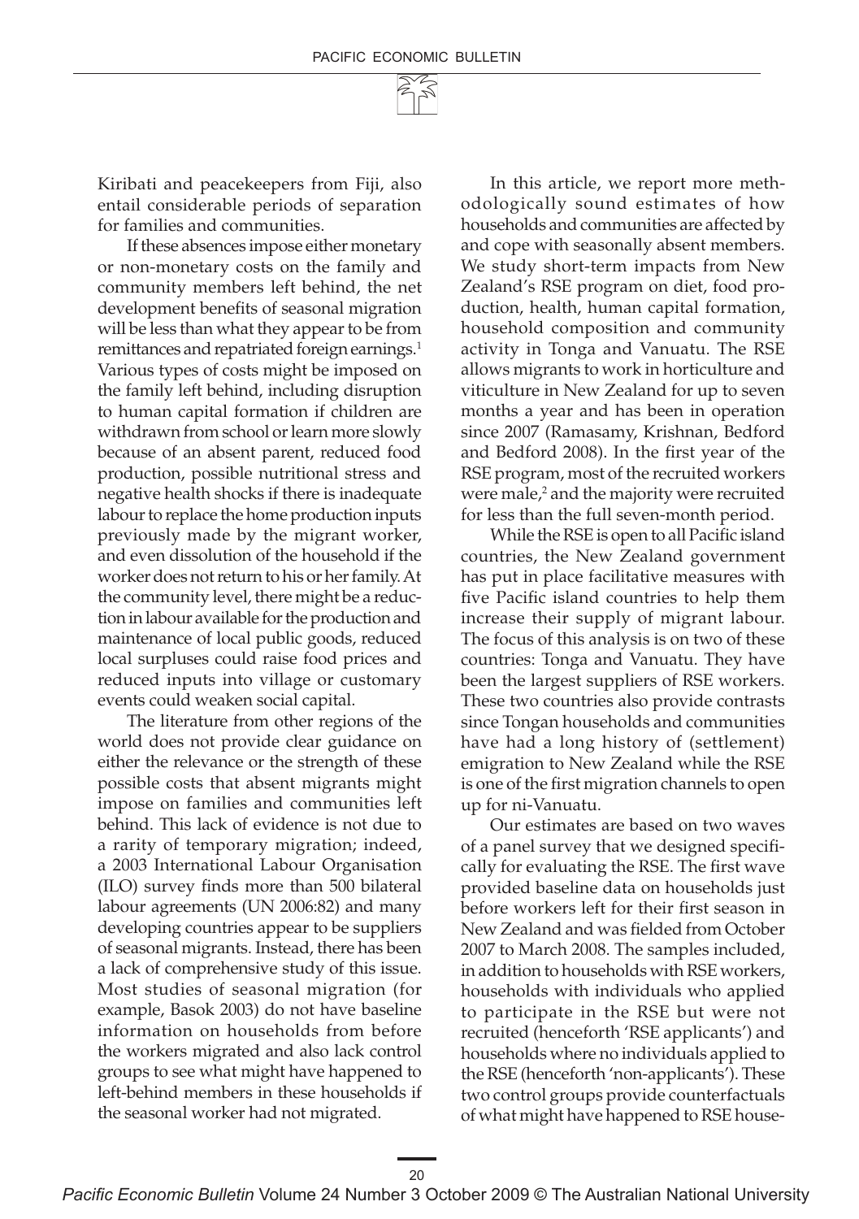Kiribati and peacekeepers from Fiji, also entail considerable periods of separation for families and communities.

If these absences impose either monetary or non-monetary costs on the family and community members left behind, the net development benefits of seasonal migration will be less than what they appear to be from remittances and repatriated foreign earnings.[1] Various types of costs might be imposed on the family left behind, including disruption to human capital formation if children are withdrawn from school or learn more slowly because of an absent parent, reduced food production, possible nutritional stress and negative health shocks if there is inadequate labour to replace the home production inputs previously made by the migrant worker, and even dissolution of the household if the worker does not return to his or her family. At the community level, there might be a reduction in labour available for the production and maintenance of local public goods, reduced local surpluses could raise food prices and reduced inputs into village or customary events could weaken social capital.

The literature from other regions of the world does not provide clear guidance on either the relevance or the strength of these possible costs that absent migrants might impose on families and communities left behind. This lack of evidence is not due to a rarity of temporary migration; indeed, a 2003 International Labour Organisation (ILO) survey finds more than 500 bilateral labour agreements (UN 2006:82) and many developing countries appear to be suppliers of seasonal migrants. Instead, there has been a lack of comprehensive study of this issue. Most studies of seasonal migration (for example, Basok 2003) do not have baseline information on households from before the workers migrated and also lack control groups to see what might have happened to left-behind members in these households if the seasonal worker had not migrated.

In this article, we report more methodologically sound estimates of how households and communities are affected by and cope with seasonally absent members. We study short-term impacts from New Zealand's RSE program on diet, food production, health, human capital formation, household composition and community activity in Tonga and Vanuatu. The RSE allows migrants to work in horticulture and viticulture in New Zealand for up to seven months a year and has been in operation since 2007 (Ramasamy, Krishnan, Bedford and Bedford 2008). In the first year of the RSE program, most of the recruited workers were male,[2] and the majority were recruited for less than the full seven-month period.

While the RSE is open to all Pacific island countries, the New Zealand government has put in place facilitative measures with five Pacific island countries to help them increase their supply of migrant labour. The focus of this analysis is on two of these countries: Tonga and Vanuatu. They have been the largest suppliers of RSE workers. These two countries also provide contrasts since Tongan households and communities have had a long history of (settlement) emigration to New Zealand while the RSE is one of the first migration channels to open up for ni-Vanuatu.

Our estimates are based on two waves of a panel survey that we designed specifically for evaluating the RSE. The first wave provided baseline data on households just before workers left for their first season in New Zealand and was fielded from October 2007 to March 2008. The samples included, in addition to households with RSE workers, households with individuals who applied to participate in the RSE but were not recruited (henceforth 'RSE applicants') and households where no individuals applied to the RSE (henceforth 'non-applicants'). These two control groups provide counterfactuals of what might have happened to RSE house-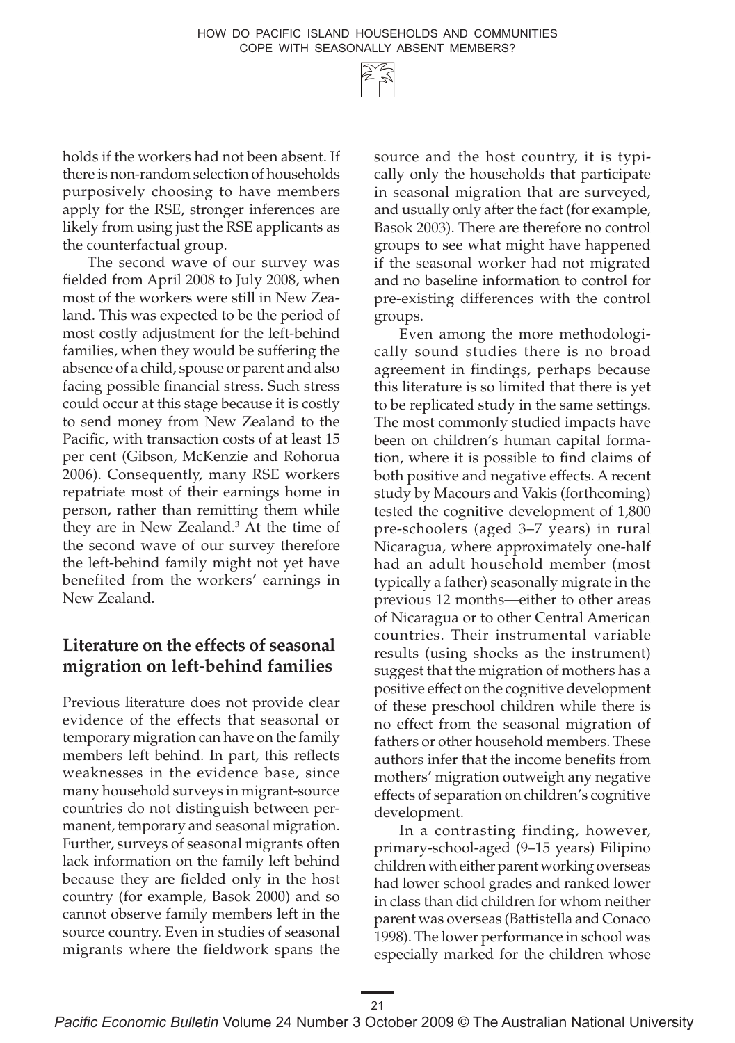holds if the workers had not been absent. If there is non-random selection of households purposively choosing to have members apply for the RSE, stronger inferences are likely from using just the RSE applicants as the counterfactual group.

The second wave of our survey was fielded from April 2008 to July 2008, when most of the workers were still in New Zealand. This was expected to be the period of most costly adjustment for the left-behind families, when they would be suffering the absence of a child, spouse or parent and also facing possible financial stress. Such stress could occur at this stage because it is costly to send money from New Zealand to the Pacific, with transaction costs of at least 15 per cent (Gibson, McKenzie and Rohorua 2006). Consequently, many RSE workers repatriate most of their earnings home in person, rather than remitting them while they are in New Zealand.[3] At the time of the second wave of our survey therefore the left-behind family might not yet have benefited from the workers' earnings in New Zealand.

## Literature on the effects of seasonal migration on left-behind families

Previous literature does not provide clear evidence of the effects that seasonal or temporary migration can have on the family members left behind. In part, this reflects weaknesses in the evidence base, since many household surveys in migrant-source countries do not distinguish between permanent, temporary and seasonal migration. Further, surveys of seasonal migrants often lack information on the family left behind because they are fielded only in the host country (for example, Basok 2000) and so cannot observe family members left in the source country. Even in studies of seasonal migrants where the fieldwork spans the source and the host country, it is typically only the households that participate in seasonal migration that are surveyed, and usually only after the fact (for example, Basok 2003). There are therefore no control groups to see what might have happened if the seasonal worker had not migrated and no baseline information to control for pre-existing differences with the control groups.

Even among the more methodologically sound studies there is no broad agreement in findings, perhaps because this literature is so limited that there is yet to be replicated study in the same settings. The most commonly studied impacts have been on children's human capital formation, where it is possible to find claims of both positive and negative effects. A recent study by Macours and Vakis (forthcoming) tested the cognitive development of 1,800 pre-schoolers (aged 3–7 years) in rural Nicaragua, where approximately one-half had an adult household member (most typically a father) seasonally migrate in the previous 12 months—either to other areas of Nicaragua or to other Central American countries. Their instrumental variable results (using shocks as the instrument) suggest that the migration of mothers has a positive effect on the cognitive development of these preschool children while there is no effect from the seasonal migration of fathers or other household members. These authors infer that the income benefits from mothers' migration outweigh any negative effects of separation on children's cognitive development.

In a contrasting finding, however, primary-school-aged (9–15 years) Filipino children with either parent working overseas had lower school grades and ranked lower in class than did children for whom neither parent was overseas (Battistella and Conaco 1998). The lower performance in school was especially marked for the children whose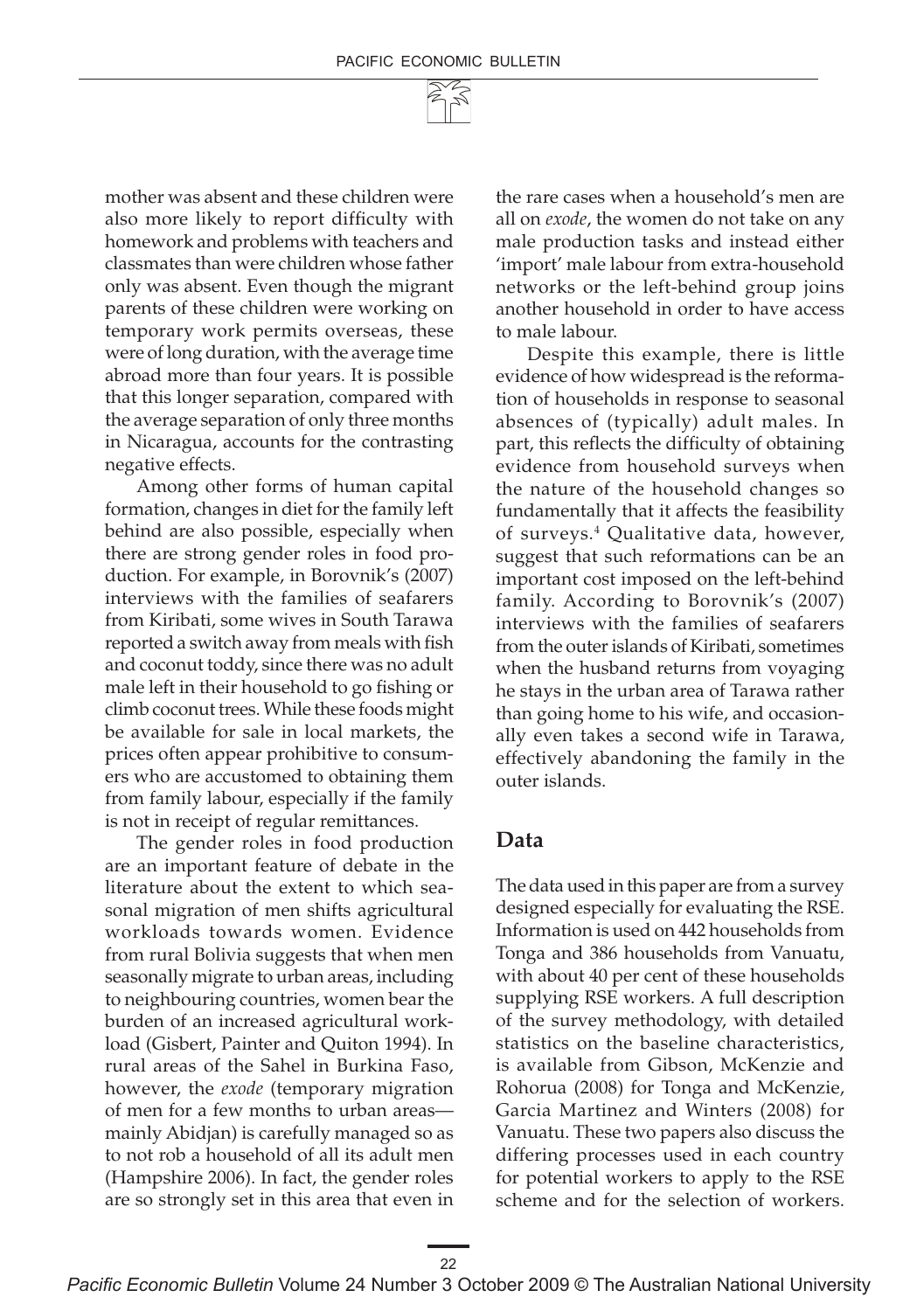mother was absent and these children were also more likely to report difficulty with homework and problems with teachers and classmates than were children whose father only was absent. Even though the migrant parents of these children were working on temporary work permits overseas, these were of long duration, with the average time abroad more than four years. It is possible that this longer separation, compared with the average separation of only three months in Nicaragua, accounts for the contrasting negative effects.

Among other forms of human capital formation, changes in diet for the family left behind are also possible, especially when there are strong gender roles in food production. For example, in Borovnik's (2007) interviews with the families of seafarers from Kiribati, some wives in South Tarawa reported a switch away from meals with fish and coconut toddy, since there was no adult male left in their household to go fishing or climb coconut trees. While these foods might be available for sale in local markets, the prices often appear prohibitive to consumers who are accustomed to obtaining them from family labour, especially if the family is not in receipt of regular remittances.

The gender roles in food production are an important feature of debate in the literature about the extent to which seasonal migration of men shifts agricultural workloads towards women. Evidence from rural Bolivia suggests that when men seasonally migrate to urban areas, including to neighbouring countries, women bear the burden of an increased agricultural workload (Gisbert, Painter and Quiton 1994). In rural areas of the Sahel in Burkina Faso, however, the *exode* (temporary migration of men for a few months to urban areas—mainly Abidjan) is carefully managed so as to not rob a household of all its adult men (Hampshire 2006). In fact, the gender roles are so strongly set in this area that even in the rare cases when a household's men are all on *exode*, the women do not take on any male production tasks and instead either 'import' male labour from extra-household networks or the left-behind group joins another household in order to have access to male labour.

Despite this example, there is little evidence of how widespread is the reformation of households in response to seasonal absences of (typically) adult males. In part, this reflects the difficulty of obtaining evidence from household surveys when the nature of the household changes so fundamentally that it affects the feasibility of surveys.[4] Qualitative data, however, suggest that such reformations can be an important cost imposed on the left-behind family. According to Borovnik's (2007) interviews with the families of seafarers from the outer islands of Kiribati, sometimes when the husband returns from voyaging he stays in the urban area of Tarawa rather than going home to his wife, and occasionally even takes a second wife in Tarawa, effectively abandoning the family in the outer islands.

## Data

The data used in this paper are from a survey designed especially for evaluating the RSE. Information is used on 442 households from Tonga and 386 households from Vanuatu, with about 40 per cent of these households supplying RSE workers. A full description of the survey methodology, with detailed statistics on the baseline characteristics, is available from Gibson, McKenzie and Rohorua (2008) for Tonga and McKenzie, Garcia Martinez and Winters (2008) for Vanuatu. These two papers also discuss the differing processes used in each country for potential workers to apply to the RSE scheme and for the selection of workers.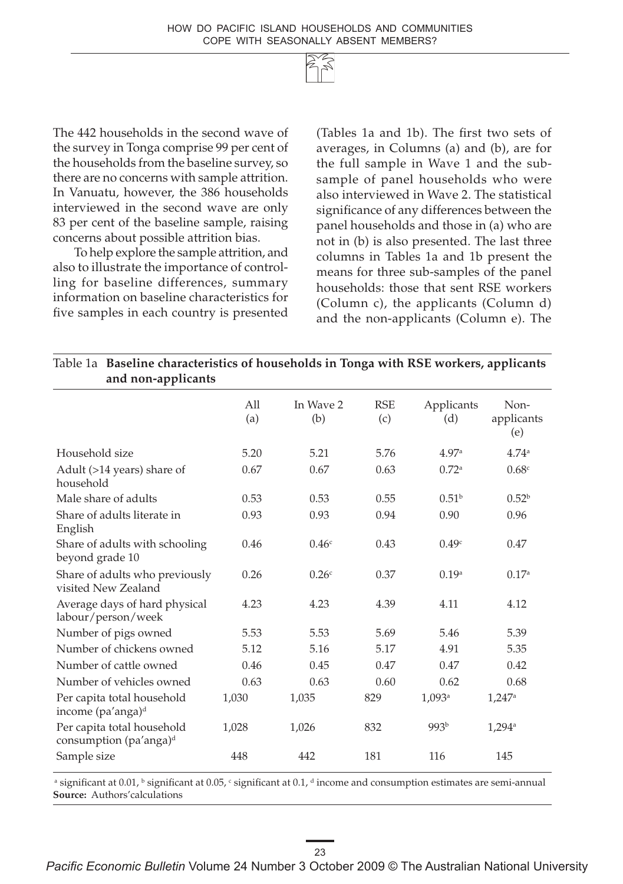The 442 households in the second wave of the survey in Tonga comprise 99 per cent of the households from the baseline survey, so there are no concerns with sample attrition. In Vanuatu, however, the 386 households interviewed in the second wave are only 83 per cent of the baseline sample, raising concerns about possible attrition bias.

To help explore the sample attrition, and also to illustrate the importance of controlling for baseline differences, summary information on baseline characteristics for five samples in each country is presented (Tables 1a and 1b). The first two sets of averages, in Columns (a) and (b), are for the full sample in Wave 1 and the sub-sample of panel households who were also interviewed in Wave 2. The statistical significance of any differences between the panel households and those in (a) who are not in (b) is also presented. The last three columns in Tables 1a and 1b present the means for three sub-samples of the panel households: those that sent RSE workers (Column c), the applicants (Column d) and the non-applicants (Column e). The

Table 1a **Baseline characteristics of households in Tonga with RSE workers, applicants and non-applicants**

| | All (a) | In Wave 2 (b) | RSE (c) | Applicants (d) | Non-applicants (e) |
|---|---|---|---|---|---|
| Household size | 5.20 | 5.21 | 5.76 | 4.97[a] | 4.74[a] |
| Adult (>14 years) share of household | 0.67 | 0.67 | 0.63 | 0.72[a] | 0.68[c] |
| Male share of adults | 0.53 | 0.53 | 0.55 | 0.51[b] | 0.52[b] |
| Share of adults literate in English | 0.93 | 0.93 | 0.94 | 0.90 | 0.96 |
| Share of adults with schooling beyond grade 10 | 0.46 | 0.46[c] | 0.43 | 0.49[c] | 0.47 |
| Share of adults who previously visited New Zealand | 0.26 | 0.26[c] | 0.37 | 0.19[a] | 0.17[a] |
| Average days of hard physical labour/person/week | 4.23 | 4.23 | 4.39 | 4.11 | 4.12 |
| Number of pigs owned | 5.53 | 5.53 | 5.69 | 5.46 | 5.39 |
| Number of chickens owned | 5.12 | 5.16 | 5.17 | 4.91 | 5.35 |
| Number of cattle owned | 0.46 | 0.45 | 0.47 | 0.47 | 0.42 |
| Number of vehicles owned | 0.63 | 0.63 | 0.60 | 0.62 | 0.68 |
| Per capita total household income (pa'anga)[d] | 1,030 | 1,035 | 829 | 1,093[a] | 1,247[a] |
| Per capita total household consumption (pa'anga)[d] | 1,028 | 1,026 | 832 | 993[b] | 1,294[a] |
| Sample size | 448 | 442 | 181 | 116 | 145 |

[a] significant at 0.01, [b] significant at 0.05, [c] significant at 0.1, [d] income and consumption estimates are semi-annual
**Source:** Authors'calculations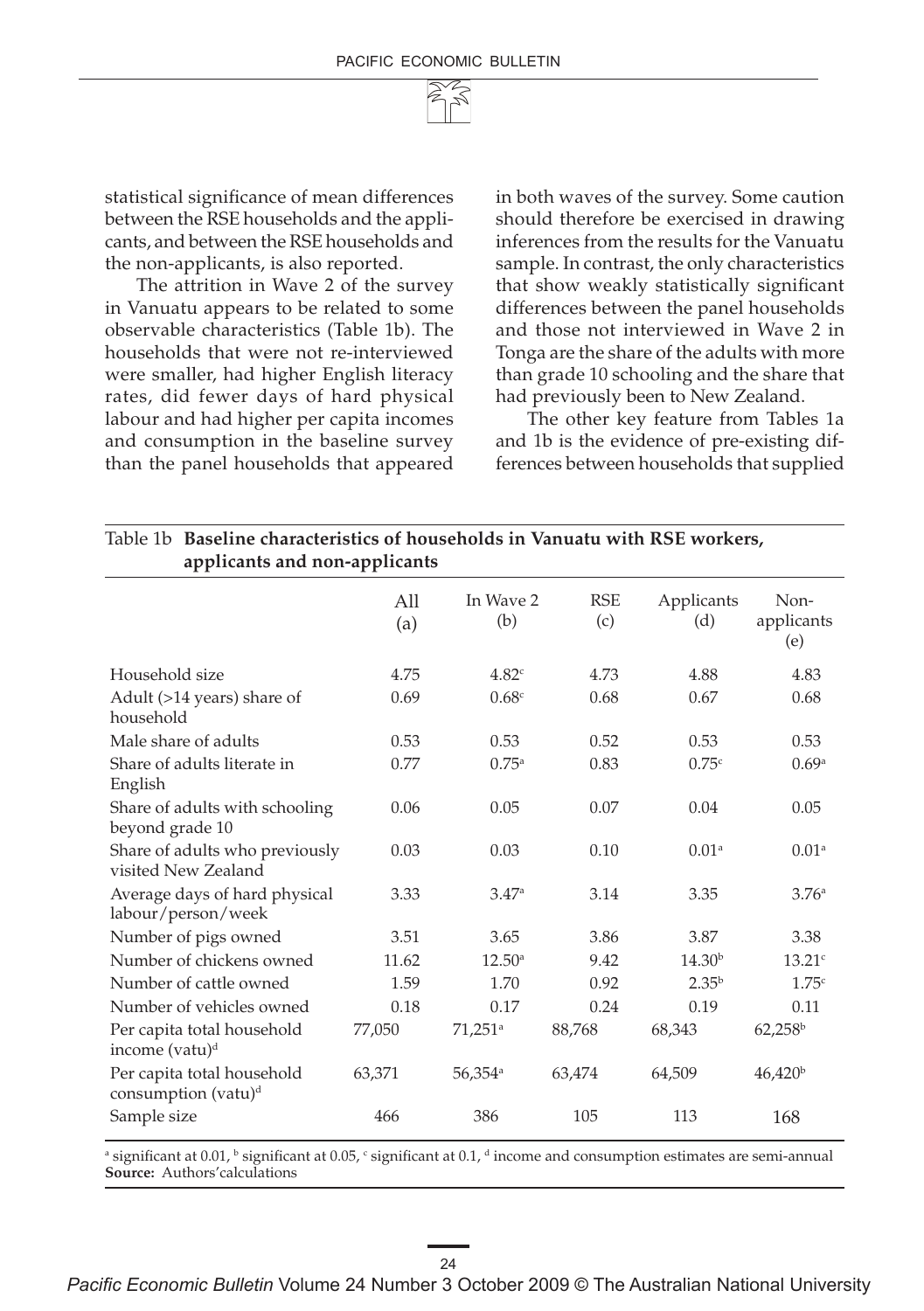statistical significance of mean differences between the RSE households and the applicants, and between the RSE households and the non-applicants, is also reported.

The attrition in Wave 2 of the survey in Vanuatu appears to be related to some observable characteristics (Table 1b). The households that were not re-interviewed were smaller, had higher English literacy rates, did fewer days of hard physical labour and had higher per capita incomes and consumption in the baseline survey than the panel households that appeared in both waves of the survey. Some caution should therefore be exercised in drawing inferences from the results for the Vanuatu sample. In contrast, the only characteristics that show weakly statistically significant differences between the panel households and those not interviewed in Wave 2 in Tonga are the share of the adults with more than grade 10 schooling and the share that had previously been to New Zealand.

The other key feature from Tables 1a and 1b is the evidence of pre-existing differences between households that supplied

Table 1b **Baseline characteristics of households in Vanuatu with RSE workers, applicants and non-applicants**

| | All (a) | In Wave 2 (b) | RSE (c) | Applicants (d) | Non-applicants (e) |
|---|---|---|---|---|---|
| Household size | 4.75 | 4.82[c] | 4.73 | 4.88 | 4.83 |
| Adult (>14 years) share of household | 0.69 | 0.68[c] | 0.68 | 0.67 | 0.68 |
| Male share of adults | 0.53 | 0.53 | 0.52 | 0.53 | 0.53 |
| Share of adults literate in English | 0.77 | 0.75[a] | 0.83 | 0.75[c] | 0.69[a] |
| Share of adults with schooling beyond grade 10 | 0.06 | 0.05 | 0.07 | 0.04 | 0.05 |
| Share of adults who previously visited New Zealand | 0.03 | 0.03 | 0.10 | 0.01[a] | 0.01[a] |
| Average days of hard physical labour/person/week | 3.33 | 3.47[a] | 3.14 | 3.35 | 3.76[a] |
| Number of pigs owned | 3.51 | 3.65 | 3.86 | 3.87 | 3.38 |
| Number of chickens owned | 11.62 | 12.50[a] | 9.42 | 14.30[b] | 13.21[c] |
| Number of cattle owned | 1.59 | 1.70 | 0.92 | 2.35[b] | 1.75[c] |
| Number of vehicles owned | 0.18 | 0.17 | 0.24 | 0.19 | 0.11 |
| Per capita total household income (vatu)[d] | 77,050 | 71,251[a] | 88,768 | 68,343 | 62,258[b] |
| Per capita total household consumption (vatu)[d] | 63,371 | 56,354[a] | 63,474 | 64,509 | 46,420[b] |
| Sample size | 466 | 386 | 105 | 113 | 168 |

[a] significant at 0.01, [b] significant at 0.05, [c] significant at 0.1, [d] income and consumption estimates are semi-annual
**Source:** Authors' calculations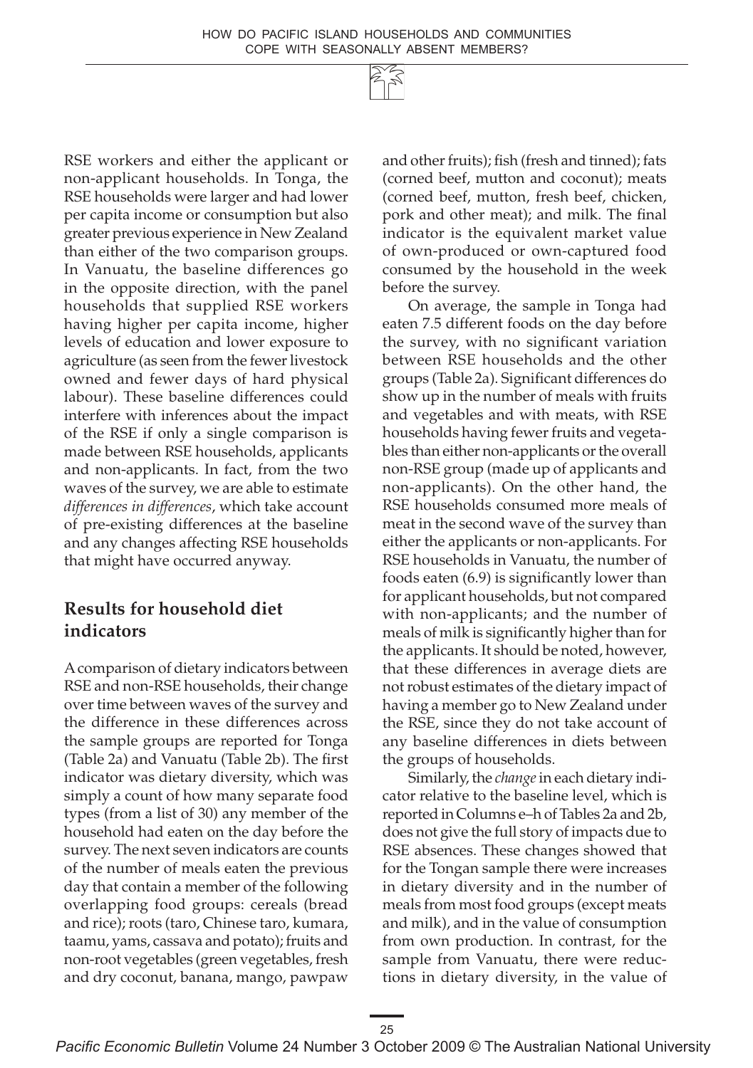RSE workers and either the applicant or non-applicant households. In Tonga, the RSE households were larger and had lower per capita income or consumption but also greater previous experience in New Zealand than either of the two comparison groups. In Vanuatu, the baseline differences go in the opposite direction, with the panel households that supplied RSE workers having higher per capita income, higher levels of education and lower exposure to agriculture (as seen from the fewer livestock owned and fewer days of hard physical labour). These baseline differences could interfere with inferences about the impact of the RSE if only a single comparison is made between RSE households, applicants and non-applicants. In fact, from the two waves of the survey, we are able to estimate *differences in differences*, which take account of pre-existing differences at the baseline and any changes affecting RSE households that might have occurred anyway.

## Results for household diet indicators

A comparison of dietary indicators between RSE and non-RSE households, their change over time between waves of the survey and the difference in these differences across the sample groups are reported for Tonga (Table 2a) and Vanuatu (Table 2b). The first indicator was dietary diversity, which was simply a count of how many separate food types (from a list of 30) any member of the household had eaten on the day before the survey. The next seven indicators are counts of the number of meals eaten the previous day that contain a member of the following overlapping food groups: cereals (bread and rice); roots (taro, Chinese taro, kumara, taamu, yams, cassava and potato); fruits and non-root vegetables (green vegetables, fresh and dry coconut, banana, mango, pawpaw and other fruits); fish (fresh and tinned); fats (corned beef, mutton and coconut); meats (corned beef, mutton, fresh beef, chicken, pork and other meat); and milk. The final indicator is the equivalent market value of own-produced or own-captured food consumed by the household in the week before the survey.

On average, the sample in Tonga had eaten 7.5 different foods on the day before the survey, with no significant variation between RSE households and the other groups (Table 2a). Significant differences do show up in the number of meals with fruits and vegetables and with meats, with RSE households having fewer fruits and vegetables than either non-applicants or the overall non-RSE group (made up of applicants and non-applicants). On the other hand, the RSE households consumed more meals of meat in the second wave of the survey than either the applicants or non-applicants. For RSE households in Vanuatu, the number of foods eaten (6.9) is significantly lower than for applicant households, but not compared with non-applicants; and the number of meals of milk is significantly higher than for the applicants. It should be noted, however, that these differences in average diets are not robust estimates of the dietary impact of having a member go to New Zealand under the RSE, since they do not take account of any baseline differences in diets between the groups of households.

Similarly, the *change* in each dietary indicator relative to the baseline level, which is reported in Columns e–h of Tables 2a and 2b, does not give the full story of impacts due to RSE absences. These changes showed that for the Tongan sample there were increases in dietary diversity and in the number of meals from most food groups (except meats and milk), and in the value of consumption from own production. In contrast, for the sample from Vanuatu, there were reductions in dietary diversity, in the value of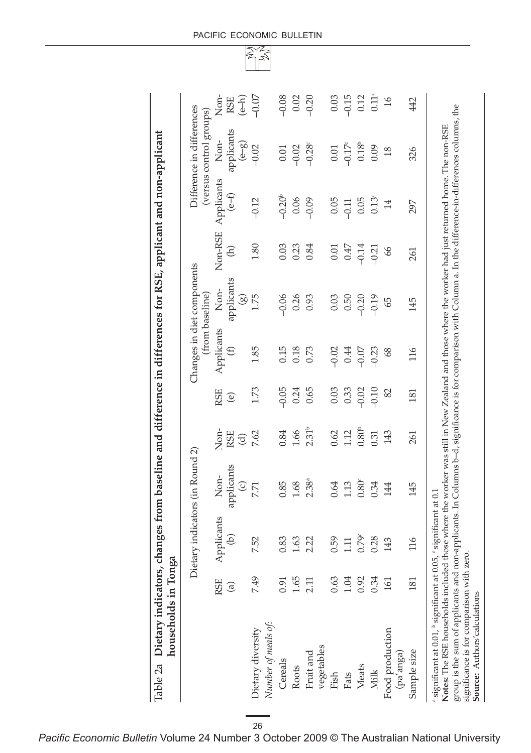Table 2a **Dietary indicators, changes from baseline and difference in differences for RSE, applicant and non-applicant households in Tonga**

| | Dietary indicators (in Round 2) | | | | Changes in diet components (from baseline) | | | | Difference in differences (versus control groups) | | |
|---|---|---|---|---|---|---|---|---|---|---|---|
| | RSE (a) | Applicants (b) | Non-applicants (c) | Non-RSE (d) | RSE (e) | Applicants (f) | Non-applicants (g) | Non-RSE (h) | Applicants (e–f) | Non-applicants (e–g) | Non-RSE (e–h) |
| Dietary diversity | 7.49 | 7.52 | 7.71 | 7.62 | 1.73 | 1.85 | 1.75 | 1.80 | –0.12 | –0.02 | –0.07 |
| *Number of meals of:* | | | | | | | | | | | |
| Cereals | 0.91 | 0.83 | 0.85 | 0.84 | –0.05 | 0.15 | –0.06 | 0.03 | –0.20[b] | 0.01 | –0.08 |
| Roots | 1.65 | 1.63 | 1.68 | 1.66 | 0.24 | 0.18 | 0.26 | 0.23 | 0.06 | –0.02 | 0.02 |
| Fruit and vegetables | 2.11 | 2.22 | 2.38[a] | 2.31[b] | 0.65 | 0.73 | 0.93 | 0.84 | –0.09 | –0.28[c] | –0.20 |
| Fish | 0.63 | 0.59 | 0.64 | 0.62 | 0.03 | –0.02 | 0.03 | 0.01 | 0.05 | 0.01 | 0.03 |
| Fats | 1.04 | 1.11 | 1.13 | 1.12 | 0.33 | 0.44 | 0.50 | 0.47 | –0.11 | –0.17[c] | –0.15 |
| Meats | 0.92 | 0.79[c] | 0.80[c] | 0.80[b] | –0.02 | –0.07 | –0.20 | –0.14 | 0.05 | 0.18[b] | 0.12 |
| Milk | 0.34 | 0.28 | 0.34 | 0.31 | –0.10 | –0.23 | –0.19 | –0.21 | 0.13[c] | 0.09 | 0.11[c] |
| Food production (pa'anga) | 161 | 143 | 144 | 143 | 82 | 68 | 65 | 66 | 14 | 18 | 16 |
| Sample size | 181 | 116 | 145 | 261 | 181 | 116 | 145 | 261 | 297 | 326 | 442 |

[a] significant at 0.01, [b] significant at 0.05, [c] significant at 0.1

**Notes:** The RSE households included those where the worker was still in New Zealand and those where the worker had just returned home. The non-RSE group is the sum of applicants and non-applicants. In Columns b–d, significance is for comparison with Column a. In the difference-in-differences columns, the significance is for comparison with zero.

**Source:** Authors' calculations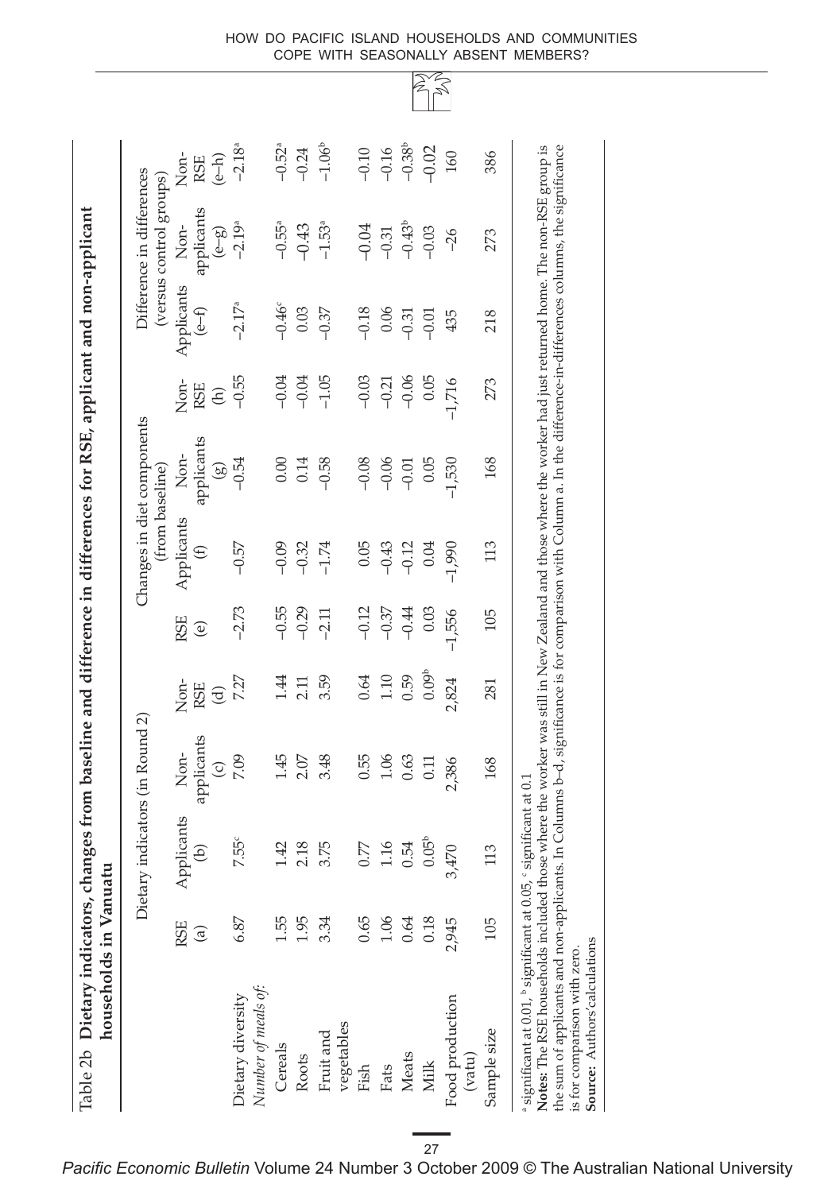Table 2b **Dietary indicators, changes from baseline and difference in differences for RSE, applicant and non-applicant households in Vanuatu**

| | Dietary indicators (in Round 2) | | | | Changes in diet components (from baseline) | | | | Difference in differences (versus control groups) | | |
|---|---|---|---|---|---|---|---|---|---|---|---|
| | RSE (a) | Applicants (b) | Non-applicants (c) | Non-RSE (d) | RSE (e) | Applicants (f) | Non-applicants (g) | Non-RSE (h) | Applicants (e–f) | Non-applicants (e–g) | Non-RSE (e–h) |
| Dietary diversity | 6.87 | 7.55[c] | 7.09 | 7.27 | –2.73 | –0.57 | –0.54 | –0.55 | –2.17[a] | –2.19[a] | –2.18[a] |
| *Number of meals of:* | | | | | | | | | | | |
| Cereals | 1.55 | 1.42 | 1.45 | 1.44 | –0.55 | –0.09 | 0.00 | –0.04 | –0.46[c] | –0.55[a] | –0.52[a] |
| Roots | 1.95 | 2.18 | 2.07 | 2.11 | –0.29 | –0.32 | 0.14 | –0.04 | 0.03 | –0.43 | –0.24 |
| Fruit and vegetables | 3.34 | 3.75 | 3.48 | 3.59 | –2.11 | –1.74 | –0.58 | –1.05 | –0.37 | –1.53[a] | –1.06[b] |
| Fish | 0.65 | 0.77 | 0.55 | 0.64 | –0.12 | 0.05 | –0.08 | –0.03 | –0.18 | –0.04 | –0.10 |
| Fats | 1.06 | 1.16 | 1.06 | 1.10 | –0.37 | –0.43 | –0.06 | –0.21 | 0.06 | –0.31 | –0.16 |
| Meats | 0.64 | 0.54 | 0.63 | 0.59 | –0.44 | –0.12 | –0.01 | –0.06 | –0.31 | –0.43[b] | –0.38[b] |
| Milk | 0.18 | 0.05[b] | 0.11 | 0.09[b] | 0.03 | 0.04 | 0.05 | 0.05 | –0.01 | –0.03 | –0.02 |
| Food production (vatu) | 2,945 | 3,470 | 2,386 | 2,824 | –1,556 | –1,990 | –1,530 | –1,716 | 435 | –26 | 160 |
| Sample size | 105 | 113 | 168 | 281 | 105 | 113 | 168 | 273 | 218 | 273 | 386 |

[a] significant at 0.01, [b] significant at 0.05, [c] significant at 0.1

**Notes:** The RSE households included those where the worker was still in New Zealand and those where the worker had just returned home. The non-RSE group is the sum of applicants and non-applicants. In Columns b–d, significance is for comparison with Column a. In the difference-in-differences columns, the significance is for comparison with zero.

**Source:** Authors'calculations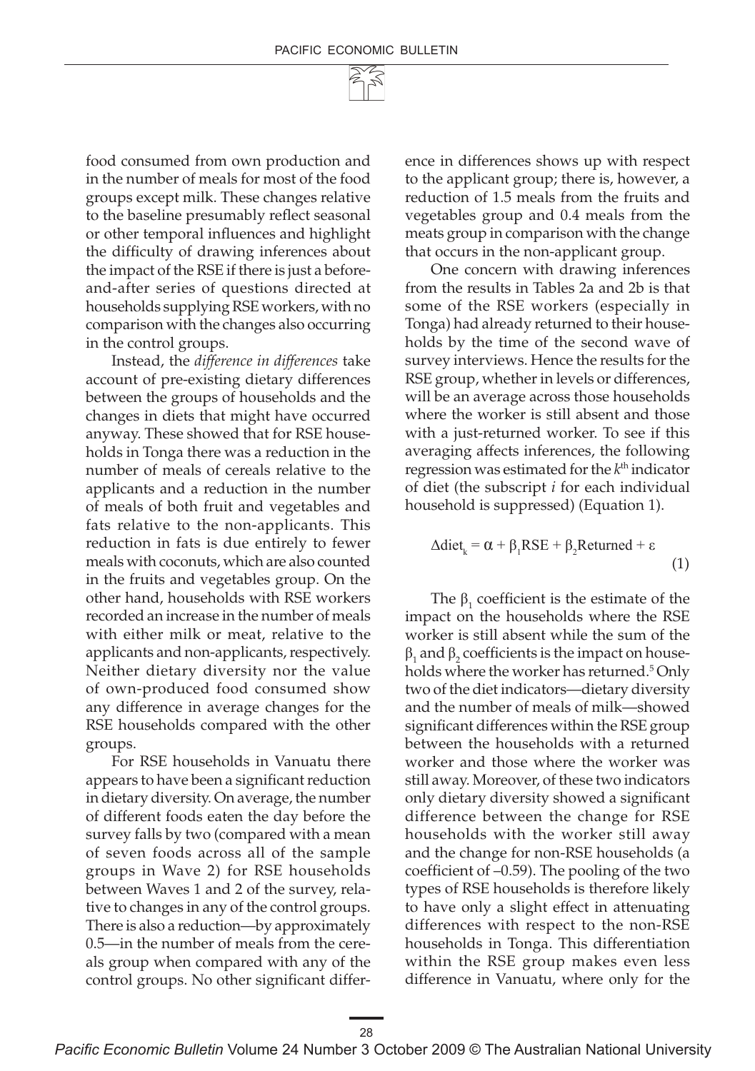food consumed from own production and in the number of meals for most of the food groups except milk. These changes relative to the baseline presumably reflect seasonal or other temporal influences and highlight the difficulty of drawing inferences about the impact of the RSE if there is just a before-and-after series of questions directed at households supplying RSE workers, with no comparison with the changes also occurring in the control groups.

Instead, the *difference in differences* take account of pre-existing dietary differences between the groups of households and the changes in diets that might have occurred anyway. These showed that for RSE households in Tonga there was a reduction in the number of meals of cereals relative to the applicants and a reduction in the number of meals of both fruit and vegetables and fats relative to the non-applicants. This reduction in fats is due entirely to fewer meals with coconuts, which are also counted in the fruits and vegetables group. On the other hand, households with RSE workers recorded an increase in the number of meals with either milk or meat, relative to the applicants and non-applicants, respectively. Neither dietary diversity nor the value of own-produced food consumed show any difference in average changes for the RSE households compared with the other groups.

For RSE households in Vanuatu there appears to have been a significant reduction in dietary diversity. On average, the number of different foods eaten the day before the survey falls by two (compared with a mean of seven foods across all of the sample groups in Wave 2) for RSE households between Waves 1 and 2 of the survey, relative to changes in any of the control groups. There is also a reduction—by approximately 0.5—in the number of meals from the cereals group when compared with any of the control groups. No other significant difference in differences shows up with respect to the applicant group; there is, however, a reduction of 1.5 meals from the fruits and vegetables group and 0.4 meals from the meats group in comparison with the change that occurs in the non-applicant group.

One concern with drawing inferences from the results in Tables 2a and 2b is that some of the RSE workers (especially in Tonga) had already returned to their households by the time of the second wave of survey interviews. Hence the results for the RSE group, whether in levels or differences, will be an average across those households where the worker is still absent and those with a just-returned worker. To see if this averaging affects inferences, the following regression was estimated for the $k^{th}$ indicator of diet (the subscript $i$ for each individual household is suppressed) (Equation 1).

$$\Delta \text{diet}_k = \alpha + \beta_1 \text{RSE} + \beta_2 \text{Returned} + \varepsilon \tag{1}$$

The $\beta_1$ coefficient is the estimate of the impact on the households where the RSE worker is still absent while the sum of the $\beta_1$ and $\beta_2$ coefficients is the impact on households where the worker has returned.[5] Only two of the diet indicators—dietary diversity and the number of meals of milk—showed significant differences within the RSE group between the households with a returned worker and those where the worker was still away. Moreover, of these two indicators only dietary diversity showed a significant difference between the change for RSE households with the worker still away and the change for non-RSE households (a coefficient of –0.59). The pooling of the two types of RSE households is therefore likely to have only a slight effect in attenuating differences with respect to the non-RSE households in Tonga. This differentiation within the RSE group makes even less difference in Vanuatu, where only for the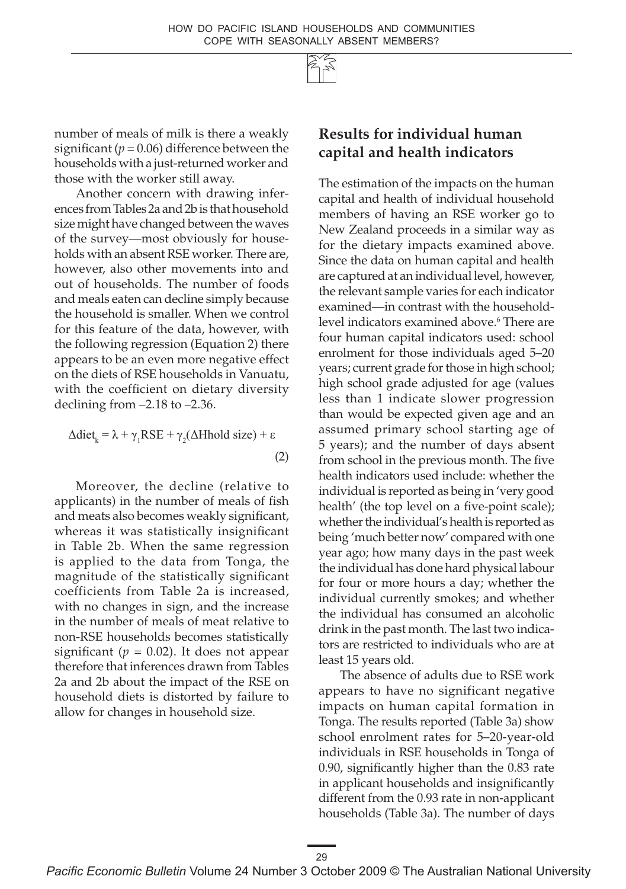number of meals of milk is there a weakly significant ($p = 0.06$) difference between the households with a just-returned worker and those with the worker still away.

Another concern with drawing inferences from Tables 2a and 2b is that household size might have changed between the waves of the survey—most obviously for households with an absent RSE worker. There are, however, also other movements into and out of households. The number of foods and meals eaten can decline simply because the household is smaller. When we control for this feature of the data, however, with the following regression (Equation 2) there appears to be an even more negative effect on the diets of RSE households in Vanuatu, with the coefficient on dietary diversity declining from –2.18 to –2.36.

$$\Delta \text{diet}_k = \lambda + \gamma_1 \text{RSE} + \gamma_2(\Delta \text{Hhold size}) + \varepsilon \quad (2)$$

Moreover, the decline (relative to applicants) in the number of meals of fish and meats also becomes weakly significant, whereas it was statistically insignificant in Table 2b. When the same regression is applied to the data from Tonga, the magnitude of the statistically significant coefficients from Table 2a is increased, with no changes in sign, and the increase in the number of meals of meat relative to non-RSE households becomes statistically significant ($p = 0.02$). It does not appear therefore that inferences drawn from Tables 2a and 2b about the impact of the RSE on household diets is distorted by failure to allow for changes in household size.

## Results for individual human capital and health indicators

The estimation of the impacts on the human capital and health of individual household members of having an RSE worker go to New Zealand proceeds in a similar way as for the dietary impacts examined above. Since the data on human capital and health are captured at an individual level, however, the relevant sample varies for each indicator examined—in contrast with the household-level indicators examined above.[6] There are four human capital indicators used: school enrolment for those individuals aged 5–20 years; current grade for those in high school; high school grade adjusted for age (values less than 1 indicate slower progression than would be expected given age and an assumed primary school starting age of 5 years); and the number of days absent from school in the previous month. The five health indicators used include: whether the individual is reported as being in 'very good health' (the top level on a five-point scale); whether the individual's health is reported as being 'much better now' compared with one year ago; how many days in the past week the individual has done hard physical labour for four or more hours a day; whether the individual currently smokes; and whether the individual has consumed an alcoholic drink in the past month. The last two indicators are restricted to individuals who are at least 15 years old.

The absence of adults due to RSE work appears to have no significant negative impacts on human capital formation in Tonga. The results reported (Table 3a) show school enrolment rates for 5–20-year-old individuals in RSE households in Tonga of 0.90, significantly higher than the 0.83 rate in applicant households and insignificantly different from the 0.93 rate in non-applicant households (Table 3a). The number of days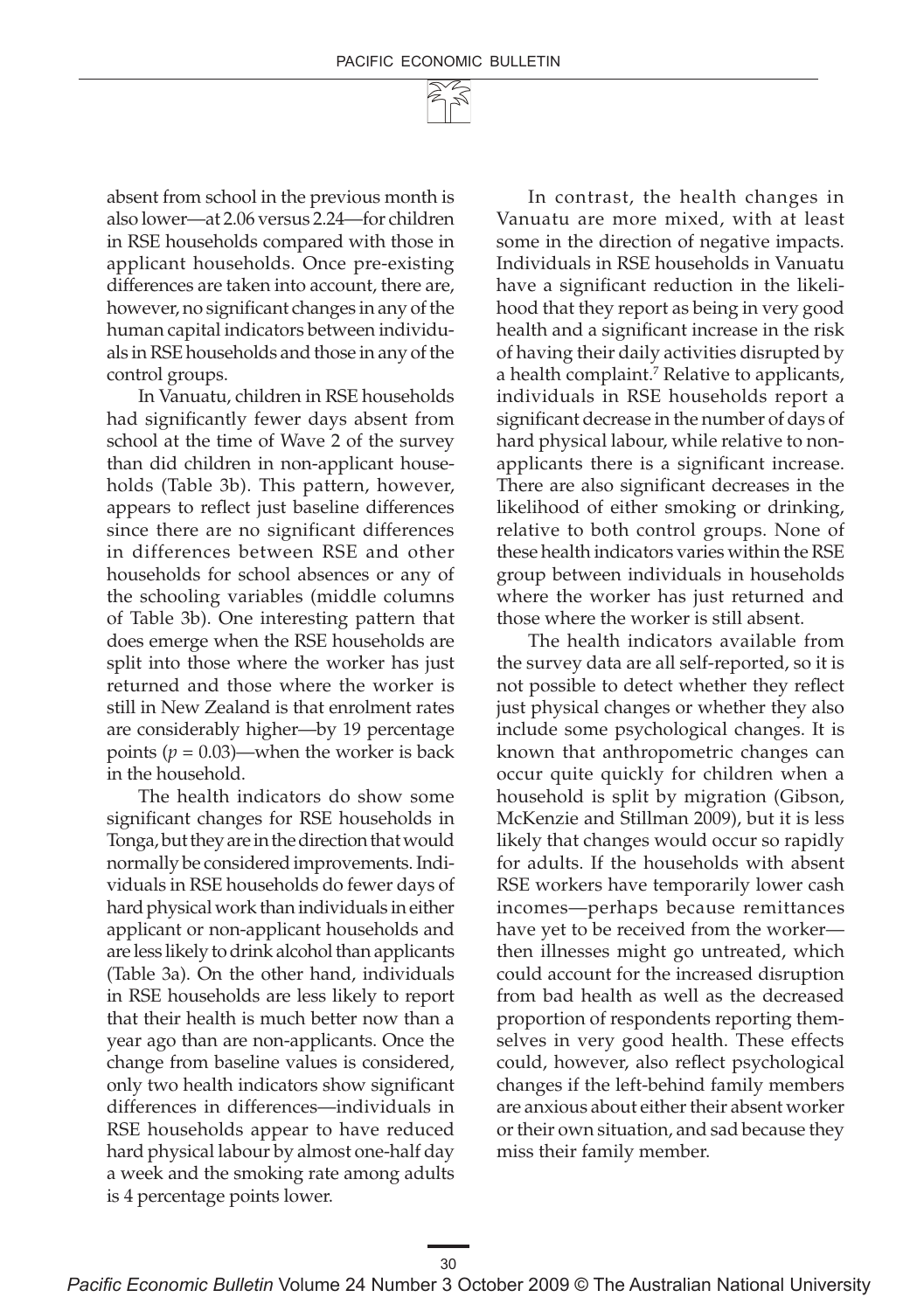absent from school in the previous month is also lower—at 2.06 versus 2.24—for children in RSE households compared with those in applicant households. Once pre-existing differences are taken into account, there are, however, no significant changes in any of the human capital indicators between individuals in RSE households and those in any of the control groups.

In Vanuatu, children in RSE households had significantly fewer days absent from school at the time of Wave 2 of the survey than did children in non-applicant households (Table 3b). This pattern, however, appears to reflect just baseline differences since there are no significant differences in differences between RSE and other households for school absences or any of the schooling variables (middle columns of Table 3b). One interesting pattern that does emerge when the RSE households are split into those where the worker has just returned and those where the worker is still in New Zealand is that enrolment rates are considerably higher—by 19 percentage points ($p = 0.03$)—when the worker is back in the household.

The health indicators do show some significant changes for RSE households in Tonga, but they are in the direction that would normally be considered improvements. Individuals in RSE households do fewer days of hard physical work than individuals in either applicant or non-applicant households and are less likely to drink alcohol than applicants (Table 3a). On the other hand, individuals in RSE households are less likely to report that their health is much better now than a year ago than are non-applicants. Once the change from baseline values is considered, only two health indicators show significant differences in differences—individuals in RSE households appear to have reduced hard physical labour by almost one-half day a week and the smoking rate among adults is 4 percentage points lower.

In contrast, the health changes in Vanuatu are more mixed, with at least some in the direction of negative impacts. Individuals in RSE households in Vanuatu have a significant reduction in the likelihood that they report as being in very good health and a significant increase in the risk of having their daily activities disrupted by a health complaint.[7] Relative to applicants, individuals in RSE households report a significant decrease in the number of days of hard physical labour, while relative to non-applicants there is a significant increase. There are also significant decreases in the likelihood of either smoking or drinking, relative to both control groups. None of these health indicators varies within the RSE group between individuals in households where the worker has just returned and those where the worker is still absent.

The health indicators available from the survey data are all self-reported, so it is not possible to detect whether they reflect just physical changes or whether they also include some psychological changes. It is known that anthropometric changes can occur quite quickly for children when a household is split by migration (Gibson, McKenzie and Stillman 2009), but it is less likely that changes would occur so rapidly for adults. If the households with absent RSE workers have temporarily lower cash incomes—perhaps because remittances have yet to be received from the worker—then illnesses might go untreated, which could account for the increased disruption from bad health as well as the decreased proportion of respondents reporting themselves in very good health. These effects could, however, also reflect psychological changes if the left-behind family members are anxious about either their absent worker or their own situation, and sad because they miss their family member.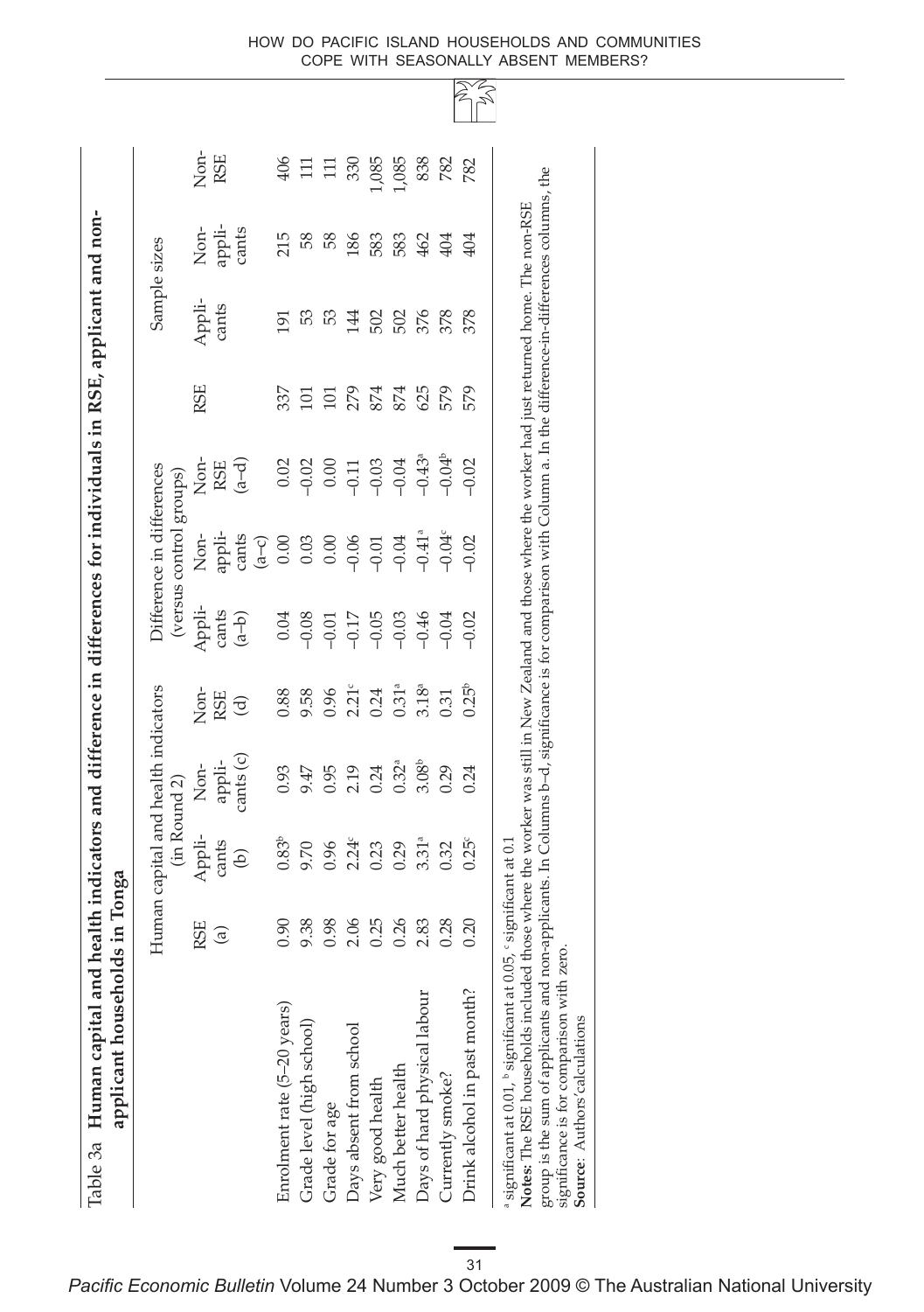Table 3a **Human capital and health indicators and difference in differences for individuals in RSE, applicant and non-applicant households in Tonga**

| | Human capital and health indicators (in Round 2) | | | | Difference in differences (versus control groups) | | | Sample sizes | | |
|---|---|---|---|---|---|---|---|---|---|---|
| | RSE (a) | Applicants (b) | Non-applicants (c) | Non-RSE (d) | Applicants (a–b) | Non-applicants (a–c) | Non-RSE (a–d) | RSE | Applicants | Non-applicants | Non-RSE |
| Enrolment rate (5–20 years) | 0.90 | 0.83[b] | 0.93 | 0.88 | 0.04 | 0.00 | 0.02 | 337 | 191 | 215 | 406 |
| Grade level (high school) | 9.38 | 9.70 | 9.47 | 9.58 | –0.08 | 0.03 | –0.02 | 101 | 53 | 58 | 111 |
| Grade for age | 0.98 | 0.96 | 0.95 | 0.96 | –0.01 | 0.00 | 0.00 | 101 | 53 | 58 | 111 |
| Days absent from school | 2.06 | 2.24[c] | 2.19 | 2.21[c] | –0.17 | –0.06 | –0.11 | 279 | 144 | 186 | 330 |
| Very good health | 0.25 | 0.23 | 0.24 | 0.24 | –0.05 | –0.01 | –0.03 | 874 | 502 | 583 | 1,085 |
| Much better health | 0.26 | 0.29 | 0.32[a] | 0.31[a] | –0.03 | –0.04 | –0.04 | 874 | 502 | 583 | 1,085 |
| Days of hard physical labour | 2.83 | 3.31[a] | 3.08[b] | 3.18[a] | –0.46 | –0.41[a] | –0.43[a] | 625 | 376 | 462 | 838 |
| Currently smoke? | 0.28 | 0.32 | 0.29 | 0.31 | –0.04 | –0.04[c] | –0.04[b] | 579 | 378 | 404 | 782 |
| Drink alcohol in past month? | 0.20 | 0.25[c] | 0.24 | 0.25[b] | –0.02 | –0.02 | –0.02 | 579 | 378 | 404 | 782 |

[a] significant at 0.01, [b] significant at 0.05, [c] significant at 0.1

**Notes**: The RSE households included those where the worker was still in New Zealand and those where the worker had just returned home. The non-RSE group is the sum of applicants and non-applicants. In Columns b–d, significance is for comparison with Column a. In the difference-in-differences columns, the significance is for comparison with zero.

**Source**: Authors'calculations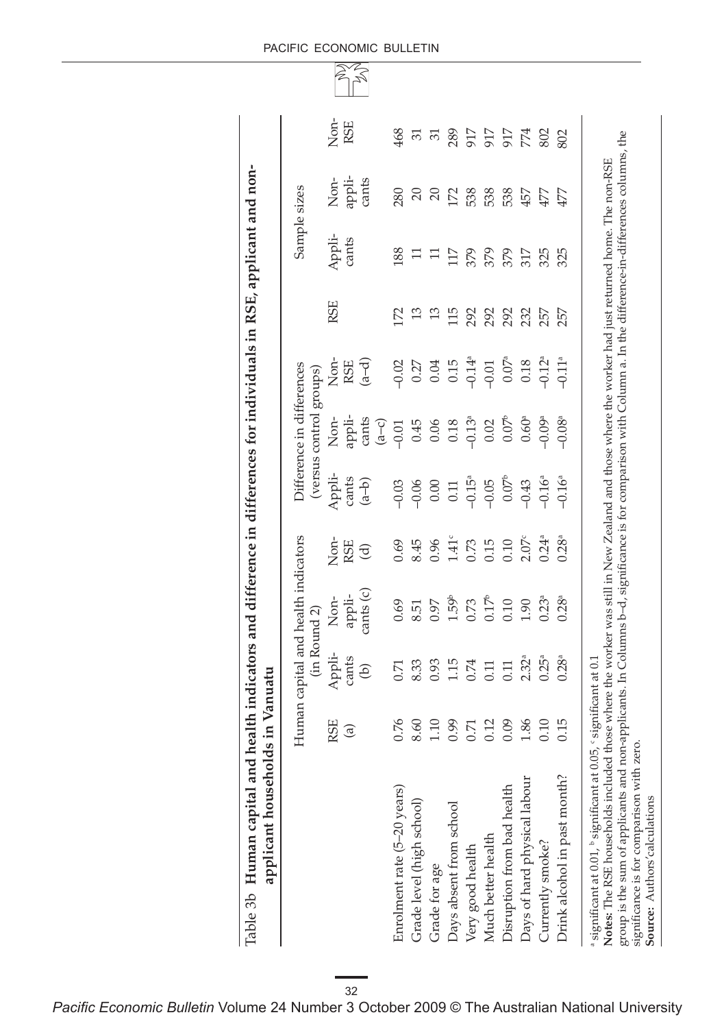Table 3b **Human capital and health indicators and difference in differences for individuals in RSE, applicant and non-applicant households in Vanuatu**

| | Human capital and health indicators (in Round 2) | | | | Difference in differences (versus control groups) | | | Sample sizes | | | |
|---|---|---|---|---|---|---|---|---|---|---|---|
| | RSE (a) | Appli-cants (b) | Non-appli-cants (c) | Non-RSE (d) | Appli-cants (a–b) | Non-appli-cants (a–c) | Non-RSE (a–d) | RSE | Appli-cants | Non-appli-cants | Non-RSE |
| Enrolment rate (5–20 years) | 0.76 | 0.71 | 0.69 | 0.69 | –0.03 | –0.01 | –0.02 | 172 | 188 | 280 | 468 |
| Grade level (high school) | 8.60 | 8.33 | 8.51 | 8.45 | –0.06 | 0.45 | 0.27 | 13 | 11 | 20 | 31 |
| Grade for age | 1.10 | 0.93 | 0.97 | 0.96 | 0.00 | 0.06 | 0.04 | 13 | 11 | 20 | 31 |
| Days absent from school | 0.99 | 1.15 | 1.59[b] | 1.41[c] | 0.11 | 0.18 | 0.15 | 115 | 117 | 172 | 289 |
| Very good health | 0.71 | 0.74 | 0.73 | 0.73 | –0.15[a] | –0.13[a] | –0.14[a] | 292 | 379 | 538 | 917 |
| Much better health | 0.12 | 0.11 | 0.17[b] | 0.15 | –0.05 | 0.02 | –0.01 | 292 | 379 | 538 | 917 |
| Disruption from bad health | 0.09 | 0.11 | 0.10 | 0.10 | 0.07[b] | 0.07[b] | 0.07[a] | 292 | 379 | 538 | 917 |
| Days of hard physical labour | 1.86 | 2.32[a] | 1.90 | 2.07[c] | –0.43 | 0.60[a] | 0.18 | 232 | 317 | 457 | 774 |
| Currently smoke? | 0.10 | 0.25[a] | 0.23[a] | 0.24[a] | –0.16[a] | –0.09[a] | –0.12[a] | 257 | 325 | 477 | 802 |
| Drink alcohol in past month? | 0.15 | 0.28[a] | 0.28[a] | 0.28[a] | –0.16[a] | –0.08[a] | –0.11[a] | 257 | 325 | 477 | 802 |

[a] significant at 0.01, [b] significant at 0.05, [c] significant at 0.1

**Notes:** The RSE households included those where the worker was still in New Zealand and those where the worker had just returned home. The non-RSE group is the sum of applicants and non-applicants. In Columns b–d, significance is for comparison with Column a. In the difference-in-differences columns, the significance is for comparison with zero.

**Source:** Authors' calculations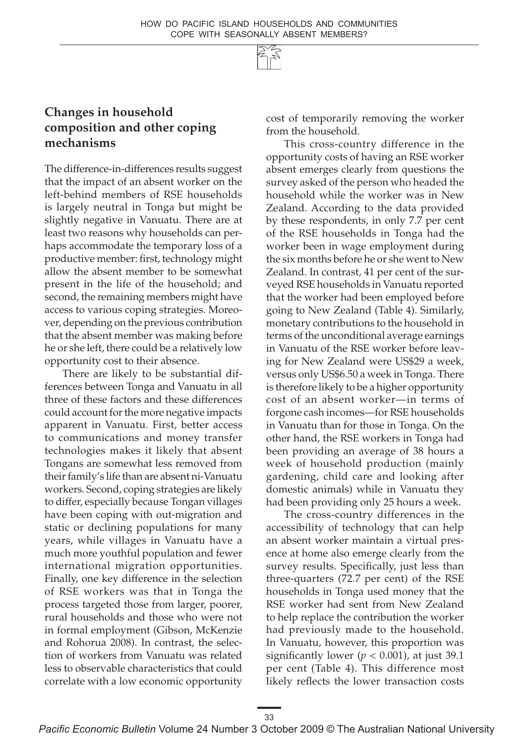## Changes in household composition and other coping mechanisms

The difference-in-differences results suggest that the impact of an absent worker on the left-behind members of RSE households is largely neutral in Tonga but might be slightly negative in Vanuatu. There are at least two reasons why households can perhaps accommodate the temporary loss of a productive member: first, technology might allow the absent member to be somewhat present in the life of the household; and second, the remaining members might have access to various coping strategies. Moreover, depending on the previous contribution that the absent member was making before he or she left, there could be a relatively low opportunity cost to their absence.

There are likely to be substantial differences between Tonga and Vanuatu in all three of these factors and these differences could account for the more negative impacts apparent in Vanuatu. First, better access to communications and money transfer technologies makes it likely that absent Tongans are somewhat less removed from their family's life than are absent ni-Vanuatu workers. Second, coping strategies are likely to differ, especially because Tongan villages have been coping with out-migration and static or declining populations for many years, while villages in Vanuatu have a much more youthful population and fewer international migration opportunities. Finally, one key difference in the selection of RSE workers was that in Tonga the process targeted those from larger, poorer, rural households and those who were not in formal employment (Gibson, McKenzie and Rohorua 2008). In contrast, the selection of workers from Vanuatu was related less to observable characteristics that could correlate with a low economic opportunity cost of temporarily removing the worker from the household.

This cross-country difference in the opportunity costs of having an RSE worker absent emerges clearly from questions the survey asked of the person who headed the household while the worker was in New Zealand. According to the data provided by these respondents, in only 7.7 per cent of the RSE households in Tonga had the worker been in wage employment during the six months before he or she went to New Zealand. In contrast, 41 per cent of the surveyed RSE households in Vanuatu reported that the worker had been employed before going to New Zealand (Table 4). Similarly, monetary contributions to the household in terms of the unconditional average earnings in Vanuatu of the RSE worker before leaving for New Zealand were US$29 a week, versus only US$6.50 a week in Tonga. There is therefore likely to be a higher opportunity cost of an absent worker—in terms of forgone cash incomes—for RSE households in Vanuatu than for those in Tonga. On the other hand, the RSE workers in Tonga had been providing an average of 38 hours a week of household production (mainly gardening, child care and looking after domestic animals) while in Vanuatu they had been providing only 25 hours a week.

The cross-country differences in the accessibility of technology that can help an absent worker maintain a virtual presence at home also emerge clearly from the survey results. Specifically, just less than three-quarters (72.7 per cent) of the RSE households in Tonga used money that the RSE worker had sent from New Zealand to help replace the contribution the worker had previously made to the household. In Vanuatu, however, this proportion was significantly lower ($p < 0.001$), at just 39.1 per cent (Table 4). This difference most likely reflects the lower transaction costs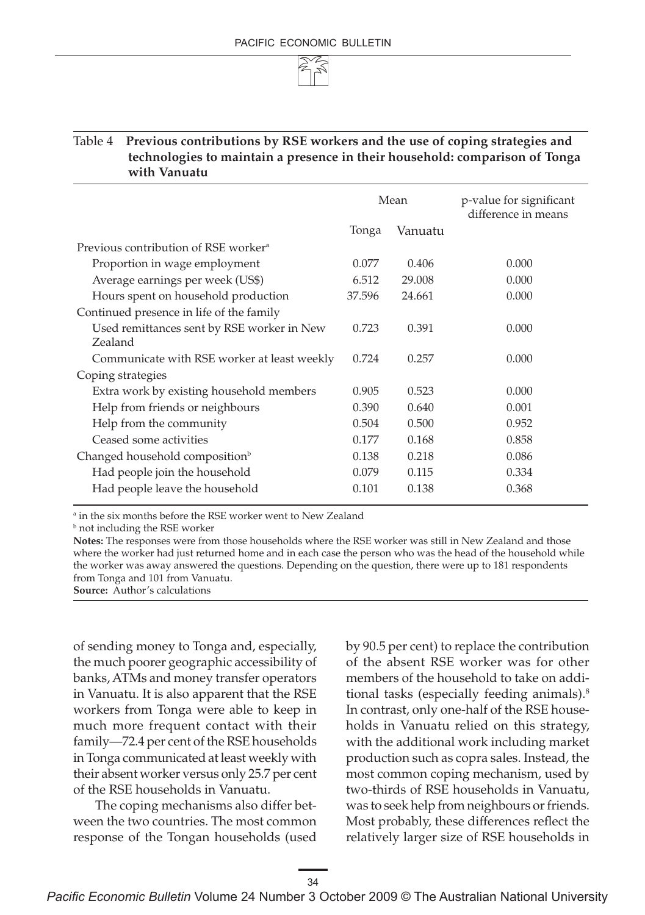Table 4 **Previous contributions by RSE workers and the use of coping strategies and technologies to maintain a presence in their household: comparison of Tonga with Vanuatu**

| | Mean | | p-value for significant difference in means |
|---|---|---|---|
| | Tonga | Vanuatu | |
| Previous contribution of RSE worker[a] | | | |
| Proportion in wage employment | 0.077 | 0.406 | 0.000 |
| Average earnings per week (US$) | 6.512 | 29.008 | 0.000 |
| Hours spent on household production | 37.596 | 24.661 | 0.000 |
| Continued presence in life of the family | | | |
| Used remittances sent by RSE worker in New Zealand | 0.723 | 0.391 | 0.000 |
| Communicate with RSE worker at least weekly | 0.724 | 0.257 | 0.000 |
| Coping strategies | | | |
| Extra work by existing household members | 0.905 | 0.523 | 0.000 |
| Help from friends or neighbours | 0.390 | 0.640 | 0.001 |
| Help from the community | 0.504 | 0.500 | 0.952 |
| Ceased some activities | 0.177 | 0.168 | 0.858 |
| Changed household composition[b] | 0.138 | 0.218 | 0.086 |
| Had people join the household | 0.079 | 0.115 | 0.334 |
| Had people leave the household | 0.101 | 0.138 | 0.368 |

[a] in the six months before the RSE worker went to New Zealand

[b] not including the RSE worker

**Notes:** The responses were from those households where the RSE worker was still in New Zealand and those where the worker had just returned home and in each case the person who was the head of the household while the worker was away answered the questions. Depending on the question, there were up to 181 respondents from Tonga and 101 from Vanuatu.

**Source:** Author's calculations

of sending money to Tonga and, especially, the much poorer geographic accessibility of banks, ATMs and money transfer operators in Vanuatu. It is also apparent that the RSE workers from Tonga were able to keep in much more frequent contact with their family—72.4 per cent of the RSE households in Tonga communicated at least weekly with their absent worker versus only 25.7 per cent of the RSE households in Vanuatu.

The coping mechanisms also differ between the two countries. The most common response of the Tongan households (used by 90.5 per cent) to replace the contribution of the absent RSE worker was for other members of the household to take on additional tasks (especially feeding animals).[8] In contrast, only one-half of the RSE households in Vanuatu relied on this strategy, with the additional work including market production such as copra sales. Instead, the most common coping mechanism, used by two-thirds of RSE households in Vanuatu, was to seek help from neighbours or friends. Most probably, these differences reflect the relatively larger size of RSE households in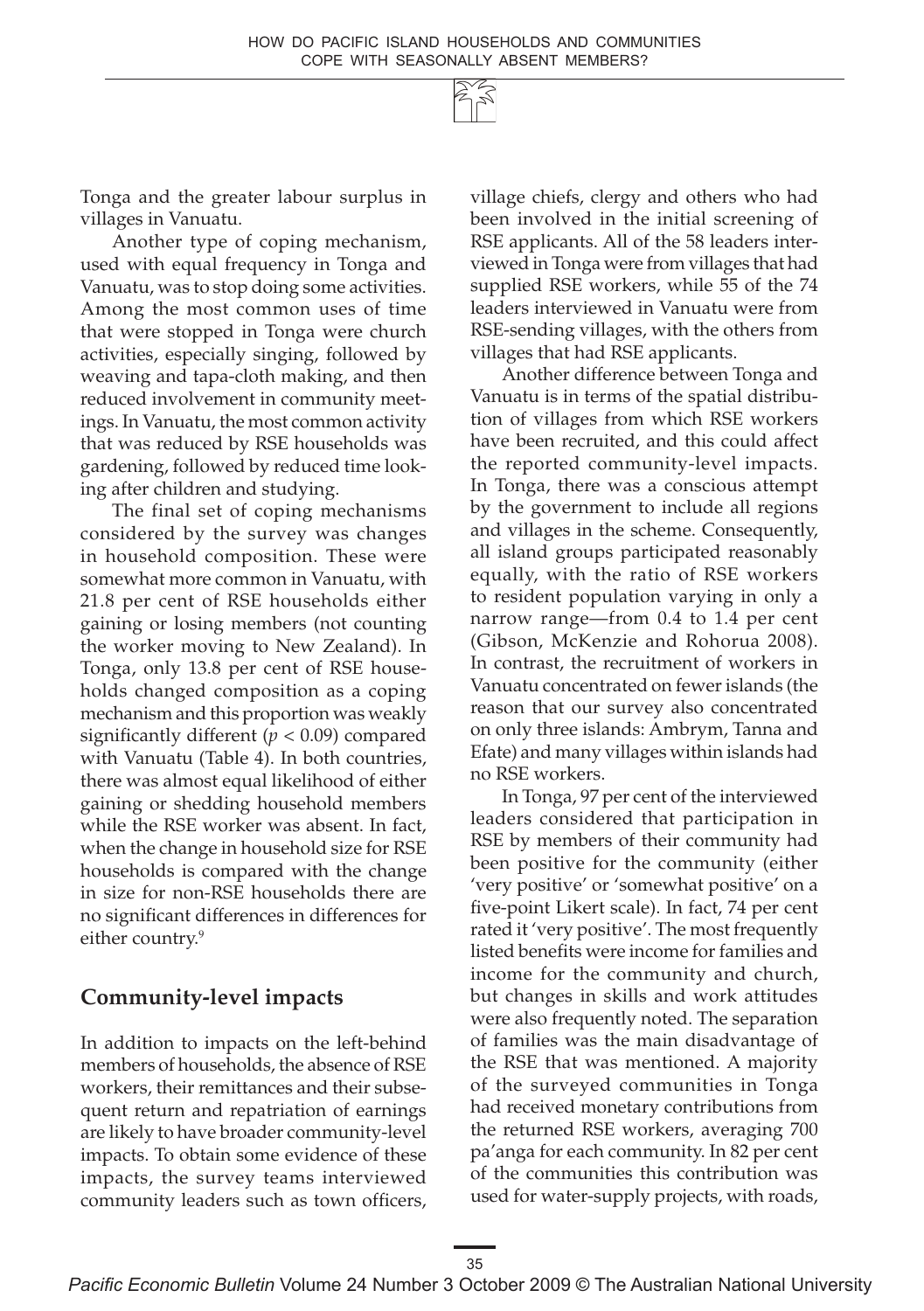Tonga and the greater labour surplus in villages in Vanuatu.

Another type of coping mechanism, used with equal frequency in Tonga and Vanuatu, was to stop doing some activities. Among the most common uses of time that were stopped in Tonga were church activities, especially singing, followed by weaving and tapa-cloth making, and then reduced involvement in community meetings. In Vanuatu, the most common activity that was reduced by RSE households was gardening, followed by reduced time looking after children and studying.

The final set of coping mechanisms considered by the survey was changes in household composition. These were somewhat more common in Vanuatu, with 21.8 per cent of RSE households either gaining or losing members (not counting the worker moving to New Zealand). In Tonga, only 13.8 per cent of RSE households changed composition as a coping mechanism and this proportion was weakly significantly different ($p < 0.09$) compared with Vanuatu (Table 4). In both countries, there was almost equal likelihood of either gaining or shedding household members while the RSE worker was absent. In fact, when the change in household size for RSE households is compared with the change in size for non-RSE households there are no significant differences in differences for either country.[9]

## Community-level impacts

In addition to impacts on the left-behind members of households, the absence of RSE workers, their remittances and their subsequent return and repatriation of earnings are likely to have broader community-level impacts. To obtain some evidence of these impacts, the survey teams interviewed community leaders such as town officers, village chiefs, clergy and others who had been involved in the initial screening of RSE applicants. All of the 58 leaders interviewed in Tonga were from villages that had supplied RSE workers, while 55 of the 74 leaders interviewed in Vanuatu were from RSE-sending villages, with the others from villages that had RSE applicants.

Another difference between Tonga and Vanuatu is in terms of the spatial distribution of villages from which RSE workers have been recruited, and this could affect the reported community-level impacts. In Tonga, there was a conscious attempt by the government to include all regions and villages in the scheme. Consequently, all island groups participated reasonably equally, with the ratio of RSE workers to resident population varying in only a narrow range—from 0.4 to 1.4 per cent (Gibson, McKenzie and Rohorua 2008). In contrast, the recruitment of workers in Vanuatu concentrated on fewer islands (the reason that our survey also concentrated on only three islands: Ambrym, Tanna and Efate) and many villages within islands had no RSE workers.

In Tonga, 97 per cent of the interviewed leaders considered that participation in RSE by members of their community had been positive for the community (either 'very positive' or 'somewhat positive' on a five-point Likert scale). In fact, 74 per cent rated it 'very positive'. The most frequently listed benefits were income for families and income for the community and church, but changes in skills and work attitudes were also frequently noted. The separation of families was the main disadvantage of the RSE that was mentioned. A majority of the surveyed communities in Tonga had received monetary contributions from the returned RSE workers, averaging 700 pa'anga for each community. In 82 per cent of the communities this contribution was used for water-supply projects, with roads,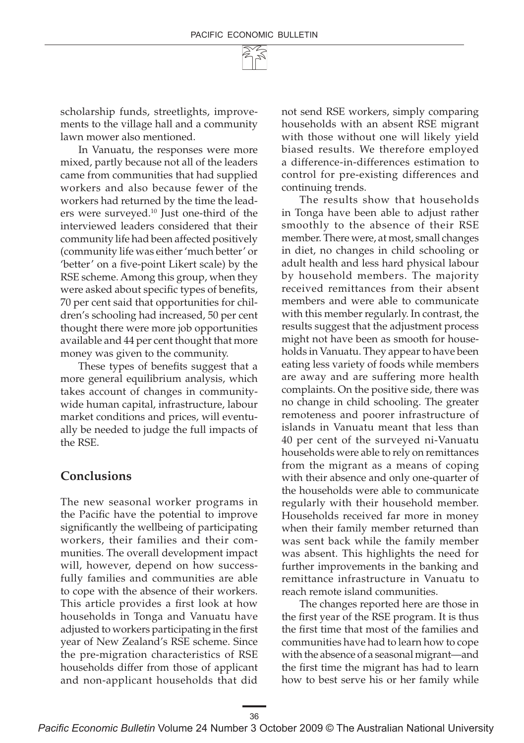scholarship funds, streetlights, improvements to the village hall and a community lawn mower also mentioned.

In Vanuatu, the responses were more mixed, partly because not all of the leaders came from communities that had supplied workers and also because fewer of the workers had returned by the time the leaders were surveyed.[10] Just one-third of the interviewed leaders considered that their community life had been affected positively (community life was either 'much better' or 'better' on a five-point Likert scale) by the RSE scheme. Among this group, when they were asked about specific types of benefits, 70 per cent said that opportunities for children's schooling had increased, 50 per cent thought there were more job opportunities available and 44 per cent thought that more money was given to the community.

These types of benefits suggest that a more general equilibrium analysis, which takes account of changes in community-wide human capital, infrastructure, labour market conditions and prices, will eventually be needed to judge the full impacts of the RSE.

## Conclusions

The new seasonal worker programs in the Pacific have the potential to improve significantly the wellbeing of participating workers, their families and their communities. The overall development impact will, however, depend on how successfully families and communities are able to cope with the absence of their workers. This article provides a first look at how households in Tonga and Vanuatu have adjusted to workers participating in the first year of New Zealand's RSE scheme. Since the pre-migration characteristics of RSE households differ from those of applicant and non-applicant households that did not send RSE workers, simply comparing households with an absent RSE migrant with those without one will likely yield biased results. We therefore employed a difference-in-differences estimation to control for pre-existing differences and continuing trends.

The results show that households in Tonga have been able to adjust rather smoothly to the absence of their RSE member. There were, at most, small changes in diet, no changes in child schooling or adult health and less hard physical labour by household members. The majority received remittances from their absent members and were able to communicate with this member regularly. In contrast, the results suggest that the adjustment process might not have been as smooth for households in Vanuatu. They appear to have been eating less variety of foods while members are away and are suffering more health complaints. On the positive side, there was no change in child schooling. The greater remoteness and poorer infrastructure of islands in Vanuatu meant that less than 40 per cent of the surveyed ni-Vanuatu households were able to rely on remittances from the migrant as a means of coping with their absence and only one-quarter of the households were able to communicate regularly with their household member. Households received far more in money when their family member returned than was sent back while the family member was absent. This highlights the need for further improvements in the banking and remittance infrastructure in Vanuatu to reach remote island communities.

The changes reported here are those in the first year of the RSE program. It is thus the first time that most of the families and communities have had to learn how to cope with the absence of a seasonal migrant—and the first time the migrant has had to learn how to best serve his or her family while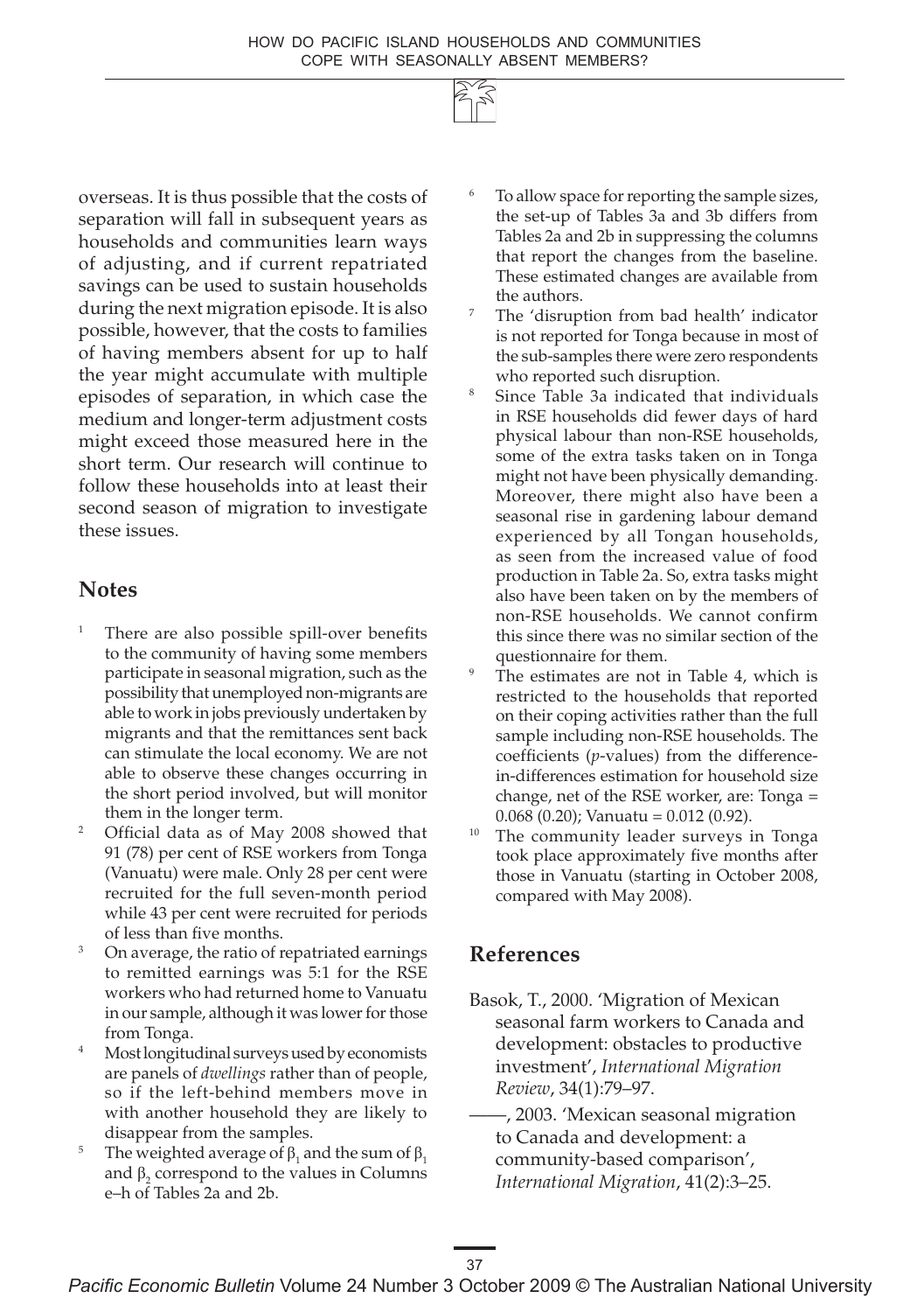overseas. It is thus possible that the costs of separation will fall in subsequent years as households and communities learn ways of adjusting, and if current repatriated savings can be used to sustain households during the next migration episode. It is also possible, however, that the costs to families of having members absent for up to half the year might accumulate with multiple episodes of separation, in which case the medium and longer-term adjustment costs might exceed those measured here in the short term. Our research will continue to follow these households into at least their second season of migration to investigate these issues.

## Notes

1. There are also possible spill-over benefits to the community of having some members participate in seasonal migration, such as the possibility that unemployed non-migrants are able to work in jobs previously undertaken by migrants and that the remittances sent back can stimulate the local economy. We are not able to observe these changes occurring in the short period involved, but will monitor them in the longer term.
2. Official data as of May 2008 showed that 91 (78) per cent of RSE workers from Tonga (Vanuatu) were male. Only 28 per cent were recruited for the full seven-month period while 43 per cent were recruited for periods of less than five months.
3. On average, the ratio of repatriated earnings to remitted earnings was 5:1 for the RSE workers who had returned home to Vanuatu in our sample, although it was lower for those from Tonga.
4. Most longitudinal surveys used by economists are panels of *dwellings* rather than of people, so if the left-behind members move in with another household they are likely to disappear from the samples.
5. The weighted average of $\beta_1$ and the sum of $\beta_1$ and $\beta_2$ correspond to the values in Columns e–h of Tables 2a and 2b.
6. To allow space for reporting the sample sizes, the set-up of Tables 3a and 3b differs from Tables 2a and 2b in suppressing the columns that report the changes from the baseline. These estimated changes are available from the authors.
7. The 'disruption from bad health' indicator is not reported for Tonga because in most of the sub-samples there were zero respondents who reported such disruption.
8. Since Table 3a indicated that individuals in RSE households did fewer days of hard physical labour than non-RSE households, some of the extra tasks taken on in Tonga might not have been physically demanding. Moreover, there might also have been a seasonal rise in gardening labour demand experienced by all Tongan households, as seen from the increased value of food production in Table 2a. So, extra tasks might also have been taken on by the members of non-RSE households. We cannot confirm this since there was no similar section of the questionnaire for them.
9. The estimates are not in Table 4, which is restricted to the households that reported on their coping activities rather than the full sample including non-RSE households. The coefficients (*p*-values) from the difference-in-differences estimation for household size change, net of the RSE worker, are: Tonga = 0.068 (0.20); Vanuatu = 0.012 (0.92).
10. The community leader surveys in Tonga took place approximately five months after those in Vanuatu (starting in October 2008, compared with May 2008).

## References

Basok, T., 2000. 'Migration of Mexican seasonal farm workers to Canada and development: obstacles to productive investment', *International Migration Review*, 34(1):79–97.

——, 2003. 'Mexican seasonal migration to Canada and development: a community-based comparison', *International Migration*, 41(2):3–25.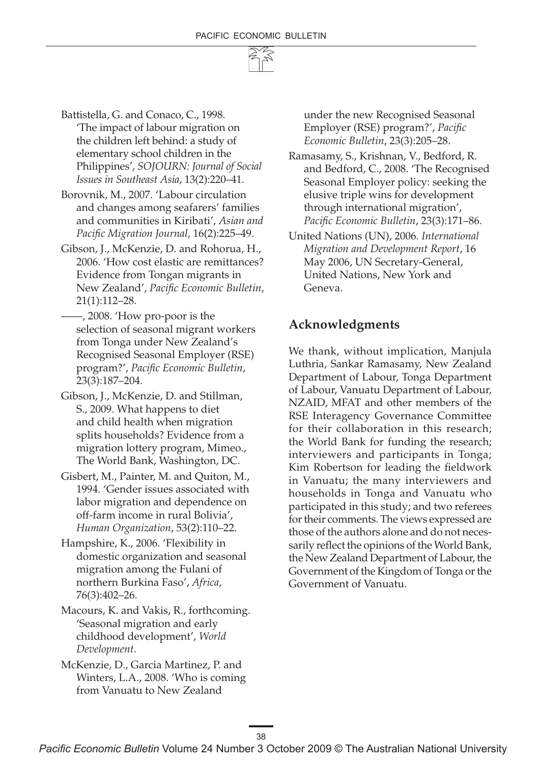Battistella, G. and Conaco, C., 1998. 'The impact of labour migration on the children left behind: a study of elementary school children in the Philippines', *SOJOURN: Journal of Social Issues in Southeast Asia*, 13(2):220–41.

Borovnik, M., 2007. 'Labour circulation and changes among seafarers' families and communities in Kiribati', *Asian and Pacific Migration Journal*, 16(2):225–49.

Gibson, J., McKenzie, D. and Rohorua, H., 2006. 'How cost elastic are remittances? Evidence from Tongan migrants in New Zealand', *Pacific Economic Bulletin*, 21(1):112–28.

——, 2008. 'How pro-poor is the selection of seasonal migrant workers from Tonga under New Zealand's Recognised Seasonal Employer (RSE) program?', *Pacific Economic Bulletin*, 23(3):187–204.

Gibson, J., McKenzie, D. and Stillman, S., 2009. What happens to diet and child health when migration splits households? Evidence from a migration lottery program, Mimeo., The World Bank, Washington, DC.

Gisbert, M., Painter, M. and Quiton, M., 1994. 'Gender issues associated with labor migration and dependence on off-farm income in rural Bolivia', *Human Organization*, 53(2):110–22.

Hampshire, K., 2006. 'Flexibility in domestic organization and seasonal migration among the Fulani of northern Burkina Faso', *Africa*, 76(3):402–26.

Macours, K. and Vakis, R., forthcoming. 'Seasonal migration and early childhood development', *World Development*.

McKenzie, D., Garcia Martinez, P. and Winters, L.A., 2008. 'Who is coming from Vanuatu to New Zealand under the new Recognised Seasonal Employer (RSE) program?', *Pacific Economic Bulletin*, 23(3):205–28.

Ramasamy, S., Krishnan, V., Bedford, R. and Bedford, C., 2008. 'The Recognised Seasonal Employer policy: seeking the elusive triple wins for development through international migration', *Pacific Economic Bulletin*, 23(3):171–86.

United Nations (UN), 2006. *International Migration and Development Report*, 16 May 2006, UN Secretary-General, United Nations, New York and Geneva.

## Acknowledgments

We thank, without implication, Manjula Luthria, Sankar Ramasamy, New Zealand Department of Labour, Tonga Department of Labour, Vanuatu Department of Labour, NZAID, MFAT and other members of the RSE Interagency Governance Committee for their collaboration in this research; the World Bank for funding the research; interviewers and participants in Tonga; Kim Robertson for leading the fieldwork in Vanuatu; the many interviewers and households in Tonga and Vanuatu who participated in this study; and two referees for their comments. The views expressed are those of the authors alone and do not necessarily reflect the opinions of the World Bank, the New Zealand Department of Labour, the Government of the Kingdom of Tonga or the Government of Vanuatu.